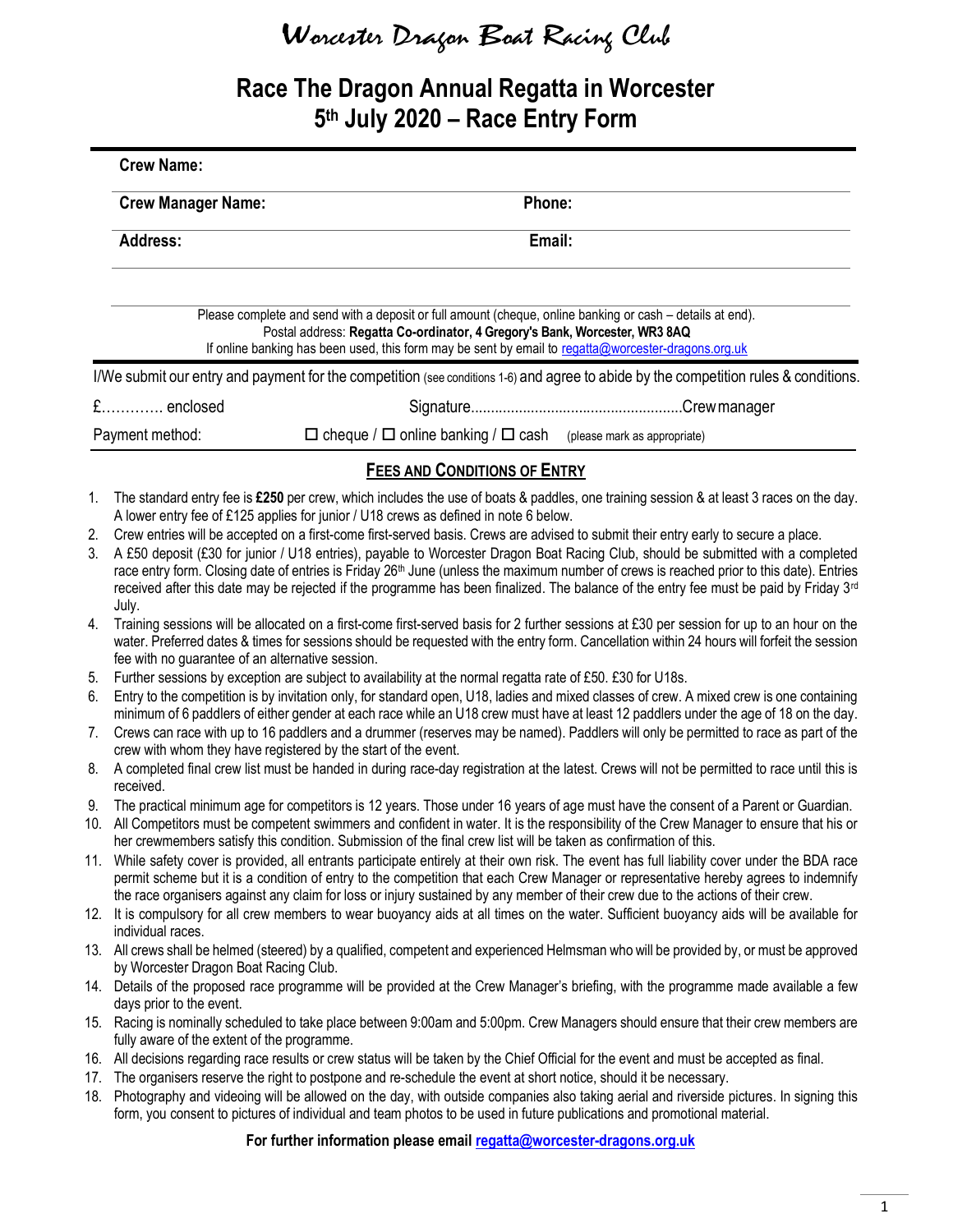# Worcester Dragon Boat Racing Club

## Race The Dragon Annual Regatta in Worcester
## 5th July 2020 – Race Entry Form

**Crew Name:**

**Crew Manager Name:** **Phone:**

**Address:** **Email:**

Please complete and send with a deposit or full amount (cheque, online banking or cash – details at end).
Postal address: **Regatta Co-ordinator, 4 Gregory's Bank, Worcester, WR3 8AQ**
If online banking has been used, this form may be sent by email to regatta@worcester-dragons.org.uk

I/We submit our entry and payment for the competition (see conditions 1-6) and agree to abide by the competition rules & conditions.

£…………. enclosed Signature.....................................................Crew manager

Payment method: ☐ cheque / ☐ online banking / ☐ cash (please mark as appropriate)

### FEES AND CONDITIONS OF ENTRY

1. The standard entry fee is **£250** per crew, which includes the use of boats & paddles, one training session & at least 3 races on the day. A lower entry fee of £125 applies for junior / U18 crews as defined in note 6 below.
2. Crew entries will be accepted on a first-come first-served basis. Crews are advised to submit their entry early to secure a place.
3. A £50 deposit (£30 for junior / U18 entries), payable to Worcester Dragon Boat Racing Club, should be submitted with a completed race entry form. Closing date of entries is Friday 26th June (unless the maximum number of crews is reached prior to this date). Entries received after this date may be rejected if the programme has been finalized. The balance of the entry fee must be paid by Friday 3rd July.
4. Training sessions will be allocated on a first-come first-served basis for 2 further sessions at £30 per session for up to an hour on the water. Preferred dates & times for sessions should be requested with the entry form. Cancellation within 24 hours will forfeit the session fee with no guarantee of an alternative session.
5. Further sessions by exception are subject to availability at the normal regatta rate of £50. £30 for U18s.
6. Entry to the competition is by invitation only, for standard open, U18, ladies and mixed classes of crew. A mixed crew is one containing minimum of 6 paddlers of either gender at each race while an U18 crew must have at least 12 paddlers under the age of 18 on the day.
7. Crews can race with up to 16 paddlers and a drummer (reserves may be named). Paddlers will only be permitted to race as part of the crew with whom they have registered by the start of the event.
8. A completed final crew list must be handed in during race-day registration at the latest. Crews will not be permitted to race until this is received.
9. The practical minimum age for competitors is 12 years. Those under 16 years of age must have the consent of a Parent or Guardian.
10. All Competitors must be competent swimmers and confident in water. It is the responsibility of the Crew Manager to ensure that his or her crewmembers satisfy this condition. Submission of the final crew list will be taken as confirmation of this.
11. While safety cover is provided, all entrants participate entirely at their own risk. The event has full liability cover under the BDA race permit scheme but it is a condition of entry to the competition that each Crew Manager or representative hereby agrees to indemnify the race organisers against any claim for loss or injury sustained by any member of their crew due to the actions of their crew.
12. It is compulsory for all crew members to wear buoyancy aids at all times on the water. Sufficient buoyancy aids will be available for individual races.
13. All crews shall be helmed (steered) by a qualified, competent and experienced Helmsman who will be provided by, or must be approved by Worcester Dragon Boat Racing Club.
14. Details of the proposed race programme will be provided at the Crew Manager's briefing, with the programme made available a few days prior to the event.
15. Racing is nominally scheduled to take place between 9:00am and 5:00pm. Crew Managers should ensure that their crew members are fully aware of the extent of the programme.
16. All decisions regarding race results or crew status will be taken by the Chief Official for the event and must be accepted as final.
17. The organisers reserve the right to postpone and re-schedule the event at short notice, should it be necessary.
18. Photography and videoing will be allowed on the day, with outside companies also taking aerial and riverside pictures. In signing this form, you consent to pictures of individual and team photos to be used in future publications and promotional material.

**For further information please email regatta@worcester-dragons.org.uk**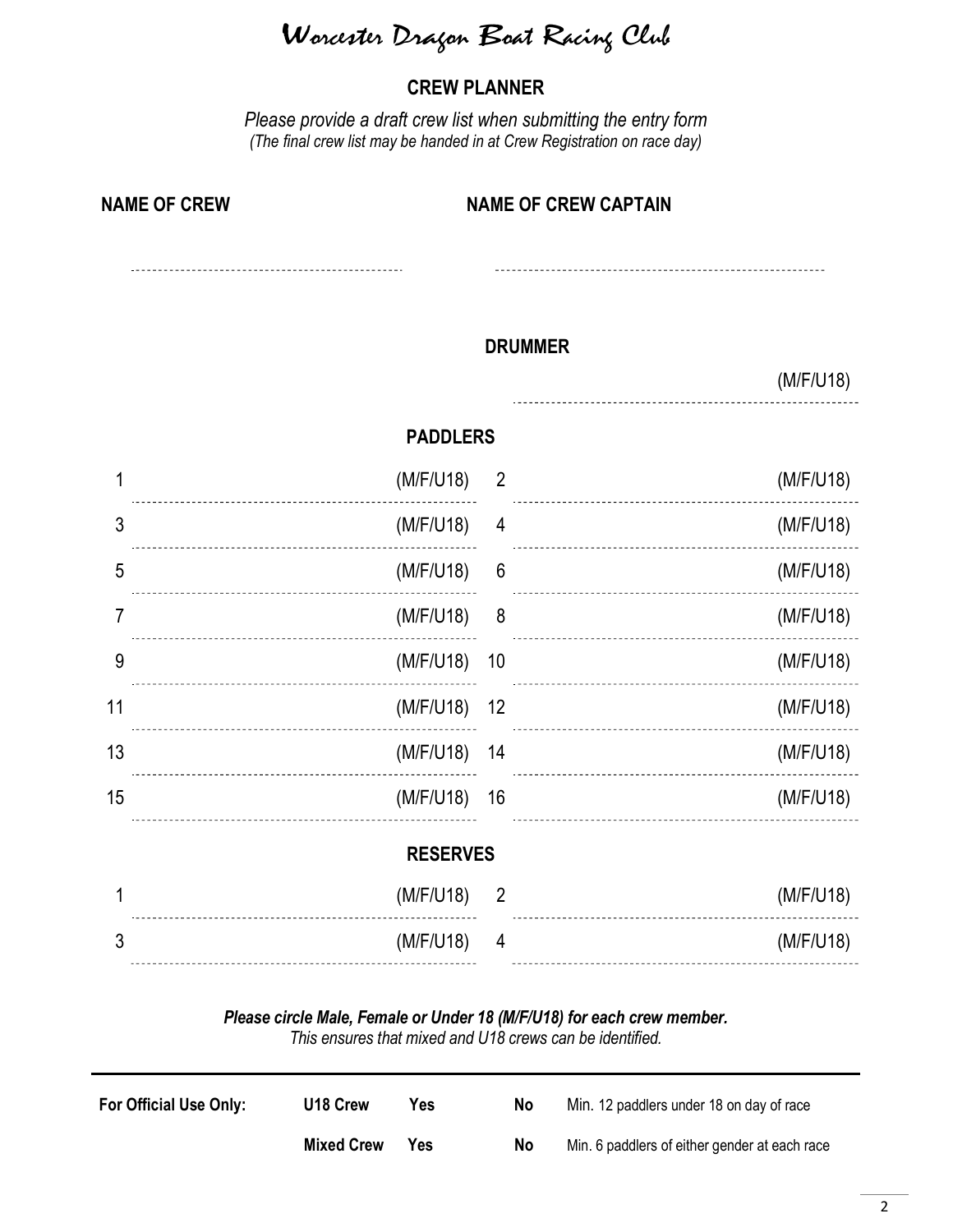# Worcester Dragon Boat Racing Club

## CREW PLANNER

*Please provide a draft crew list when submitting the entry form*
*(The final crew list may be handed in at Crew Registration on race day)*

**NAME OF CREW** ..................................................

**NAME OF CREW CAPTAIN** ..................................................

### DRUMMER

.................................................. (M/F/U18)

### PADDLERS

| | | | | | |
|---|---|---|---|---|---|
| 1 | | (M/F/U18) | 2 | | (M/F/U18) |
| 3 | | (M/F/U18) | 4 | | (M/F/U18) |
| 5 | | (M/F/U18) | 6 | | (M/F/U18) |
| 7 | | (M/F/U18) | 8 | | (M/F/U18) |
| 9 | | (M/F/U18) | 10 | | (M/F/U18) |
| 11 | | (M/F/U18) | 12 | | (M/F/U18) |
| 13 | | (M/F/U18) | 14 | | (M/F/U18) |
| 15 | | (M/F/U18) | 16 | | (M/F/U18) |

### RESERVES

| | | | | | |
|---|---|---|---|---|---|
| 1 | | (M/F/U18) | 2 | | (M/F/U18) |
| 3 | | (M/F/U18) | 4 | | (M/F/U18) |

***Please circle Male, Female or Under 18 (M/F/U18) for each crew member.***
*This ensures that mixed and U18 crews can be identified.*

---

| For Official Use Only: | | | | |
|---|---|---|---|---|
| | U18 Crew | Yes | No | Min. 12 paddlers under 18 on day of race |
| | Mixed Crew | Yes | No | Min. 6 paddlers of either gender at each race |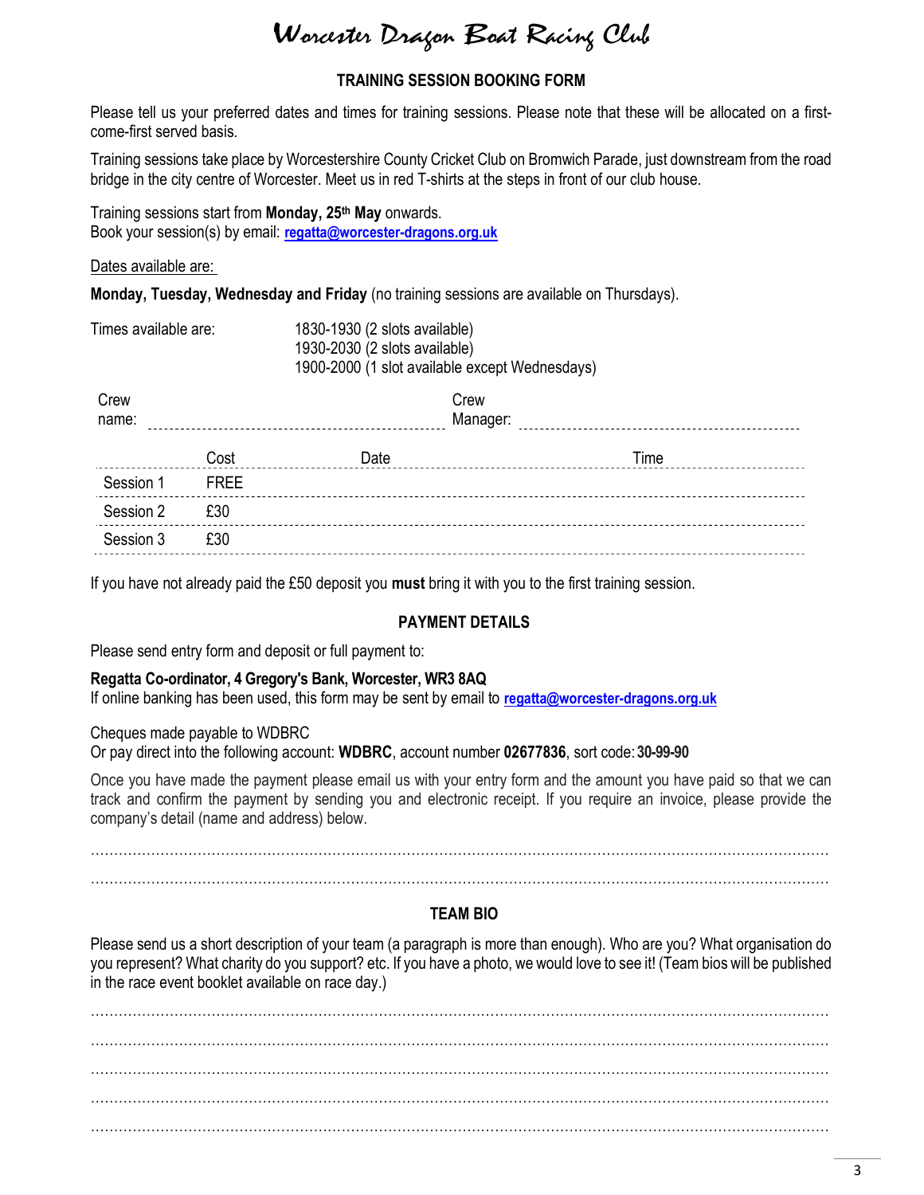// Worcester Dragon Boat Racing Club

# Worcester Dragon Boat Racing Club

## TRAINING SESSION BOOKING FORM

Please tell us your preferred dates and times for training sessions. Please note that these will be allocated on a first-come-first served basis.

Training sessions take place by Worcestershire County Cricket Club on Bromwich Parade, just downstream from the road bridge in the city centre of Worcester. Meet us in red T-shirts at the steps in front of our club house.

Training sessions start from **Monday, 25th May** onwards.
Book your session(s) by email: **regatta@worcester-dragons.org.uk**

Dates available are:

**Monday, Tuesday, Wednesday and Friday** (no training sessions are available on Thursdays).

Times available are:
- 1830-1930 (2 slots available)
- 1930-2030 (2 slots available)
- 1900-2000 (1 slot available except Wednesdays)

Crew name: ............................................ Crew Manager: ............................................

| | Cost | Date | Time |
|---|---|---|---|
| Session 1 | FREE | | |
| Session 2 | £30 | | |
| Session 3 | £30 | | |

If you have not already paid the £50 deposit you **must** bring it with you to the first training session.

## PAYMENT DETAILS

Please send entry form and deposit or full payment to:

**Regatta Co-ordinator, 4 Gregory's Bank, Worcester, WR3 8AQ**
If online banking has been used, this form may be sent by email to **regatta@worcester-dragons.org.uk**

Cheques made payable to WDBRC
Or pay direct into the following account: **WDBRC**, account number **02677836**, sort code: **30-99-90**

Once you have made the payment please email us with your entry form and the amount you have paid so that we can track and confirm the payment by sending you and electronic receipt. If you require an invoice, please provide the company's detail (name and address) below.

..........................................................................................................................................

..........................................................................................................................................

## TEAM BIO

Please send us a short description of your team (a paragraph is more than enough). Who are you? What organisation do you represent? What charity do you support? etc. If you have a photo, we would love to see it! (Team bios will be published in the race event booklet available on race day.)

..........................................................................................................................................

..........................................................................................................................................

..........................................................................................................................................

..........................................................................................................................................

..........................................................................................................................................